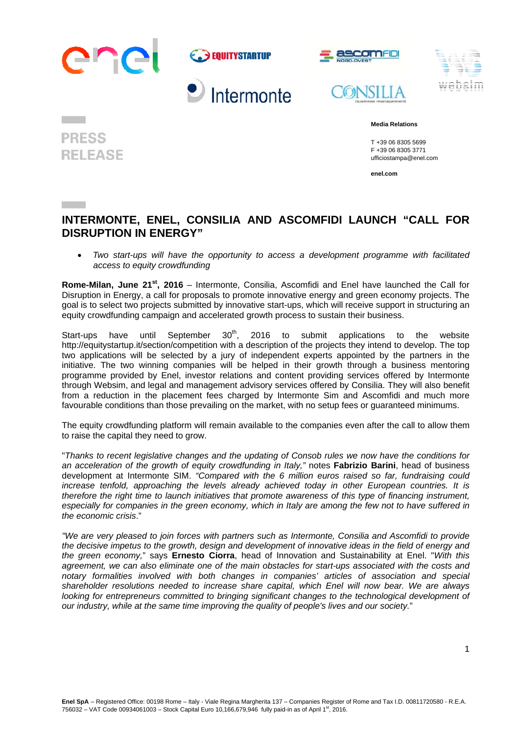PRESS RELEASE

**Media Relations**

T +39 06 8305 5699
F +39 06 8305 3771
ufficiostampa@enel.com

**enel.com**

# INTERMONTE, ENEL, CONSILIA AND ASCOMFIDI LAUNCH "CALL FOR DISRUPTION IN ENERGY"

- *Two start-ups will have the opportunity to access a development programme with facilitated access to equity crowdfunding*

**Rome-Milan, June 21st, 2016** – Intermonte, Consilia, Ascomfidi and Enel have launched the Call for Disruption in Energy, a call for proposals to promote innovative energy and green economy projects. The goal is to select two projects submitted by innovative start-ups, which will receive support in structuring an equity crowdfunding campaign and accelerated growth process to sustain their business.

Start-ups have until September 30th, 2016 to submit applications to the website http://equitystartup.it/section/competition with a description of the projects they intend to develop. The top two applications will be selected by a jury of independent experts appointed by the partners in the initiative. The two winning companies will be helped in their growth through a business mentoring programme provided by Enel, investor relations and content providing services offered by Intermonte through Websim, and legal and management advisory services offered by Consilia. They will also benefit from a reduction in the placement fees charged by Intermonte Sim and Ascomfidi and much more favourable conditions than those prevailing on the market, with no setup fees or guaranteed minimums.

The equity crowdfunding platform will remain available to the companies even after the call to allow them to raise the capital they need to grow.

"*Thanks to recent legislative changes and the updating of Consob rules we now have the conditions for an acceleration of the growth of equity crowdfunding in Italy,"* notes **Fabrizio Barini**, head of business development at Intermonte SIM. *"Compared with the 6 million euros raised so far, fundraising could increase tenfold, approaching the levels already achieved today in other European countries. It is therefore the right time to launch initiatives that promote awareness of this type of financing instrument, especially for companies in the green economy, which in Italy are among the few not to have suffered in the economic crisis*."

*"We are very pleased to join forces with partners such as Intermonte, Consilia and Ascomfidi to provide the decisive impetus to the growth, design and development of innovative ideas in the field of energy and the green economy,*" says **Ernesto Ciorra**, head of Innovation and Sustainability at Enel. "*With this agreement, we can also eliminate one of the main obstacles for start-ups associated with the costs and notary formalities involved with both changes in companies' articles of association and special shareholder resolutions needed to increase share capital, which Enel will now bear. We are always looking for entrepreneurs committed to bringing significant changes to the technological development of our industry, while at the same time improving the quality of people's lives and our society.*"

**Enel SpA** – Registered Office: 00198 Rome – Italy - Viale Regina Margherita 137 – Companies Register of Rome and Tax I.D. 00811720580 - R.E.A. 756032 – VAT Code 00934061003 – Stock Capital Euro 10,166,679,946 fully paid-in as of April 1st, 2016.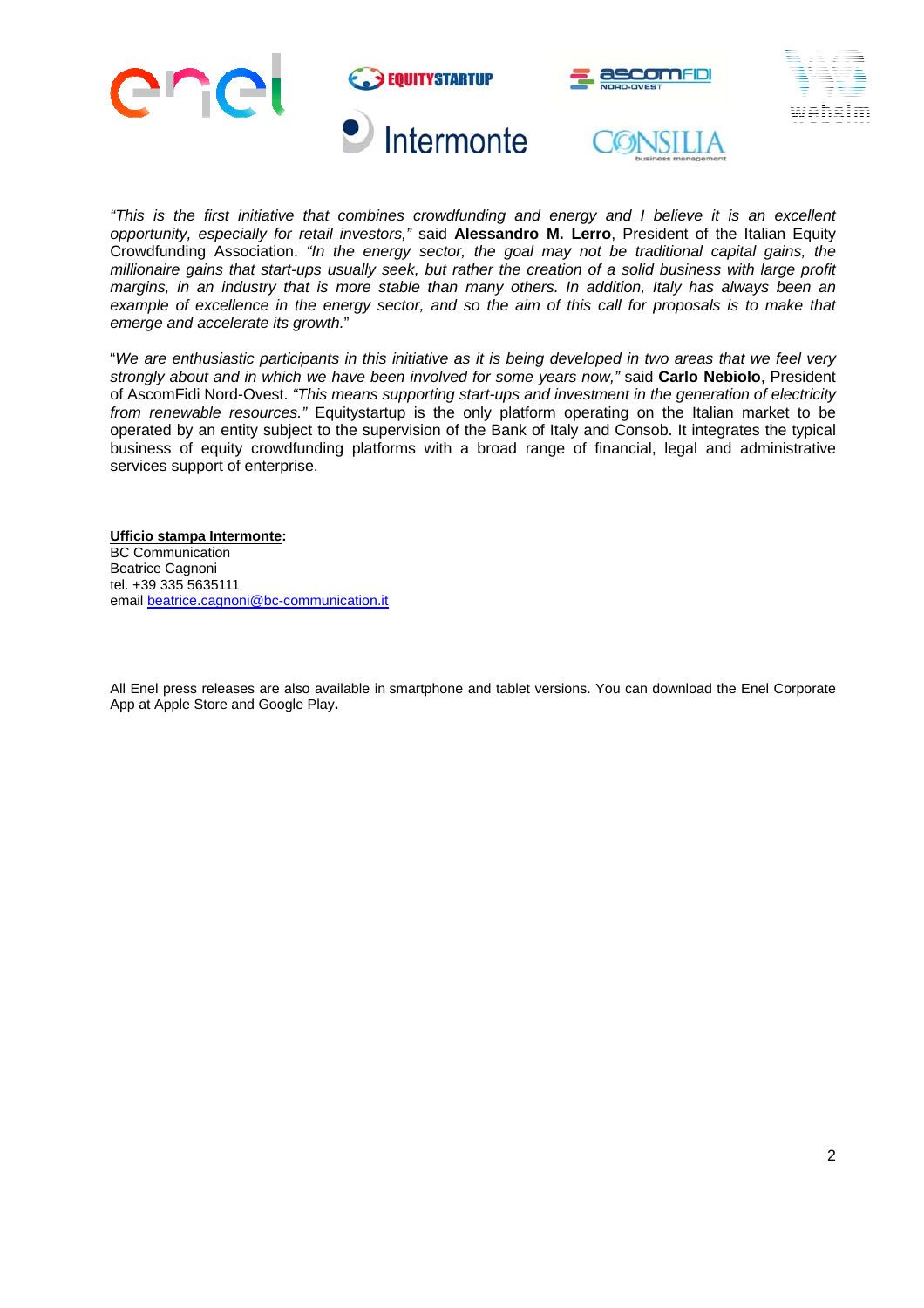*"This is the first initiative that combines crowdfunding and energy and I believe it is an excellent opportunity, especially for retail investors,"* said **Alessandro M. Lerro**, President of the Italian Equity Crowdfunding Association. *"In the energy sector, the goal may not be traditional capital gains, the millionaire gains that start-ups usually seek, but rather the creation of a solid business with large profit margins, in an industry that is more stable than many others. In addition, Italy has always been an example of excellence in the energy sector, and so the aim of this call for proposals is to make that emerge and accelerate its growth.*"

"*We are enthusiastic participants in this initiative as it is being developed in two areas that we feel very strongly about and in which we have been involved for some years now,"* said **Carlo Nebiolo**, President of AscomFidi Nord-Ovest. *"This means supporting start-ups and investment in the generation of electricity from renewable resources."* Equitystartup is the only platform operating on the Italian market to be operated by an entity subject to the supervision of the Bank of Italy and Consob. It integrates the typical business of equity crowdfunding platforms with a broad range of financial, legal and administrative services support of enterprise.

**Ufficio stampa Intermonte:**
BC Communication
Beatrice Cagnoni
tel. +39 335 5635111
email beatrice.cagnoni@bc-communication.it

All Enel press releases are also available in smartphone and tablet versions. You can download the Enel Corporate App at Apple Store and Google Play**.**